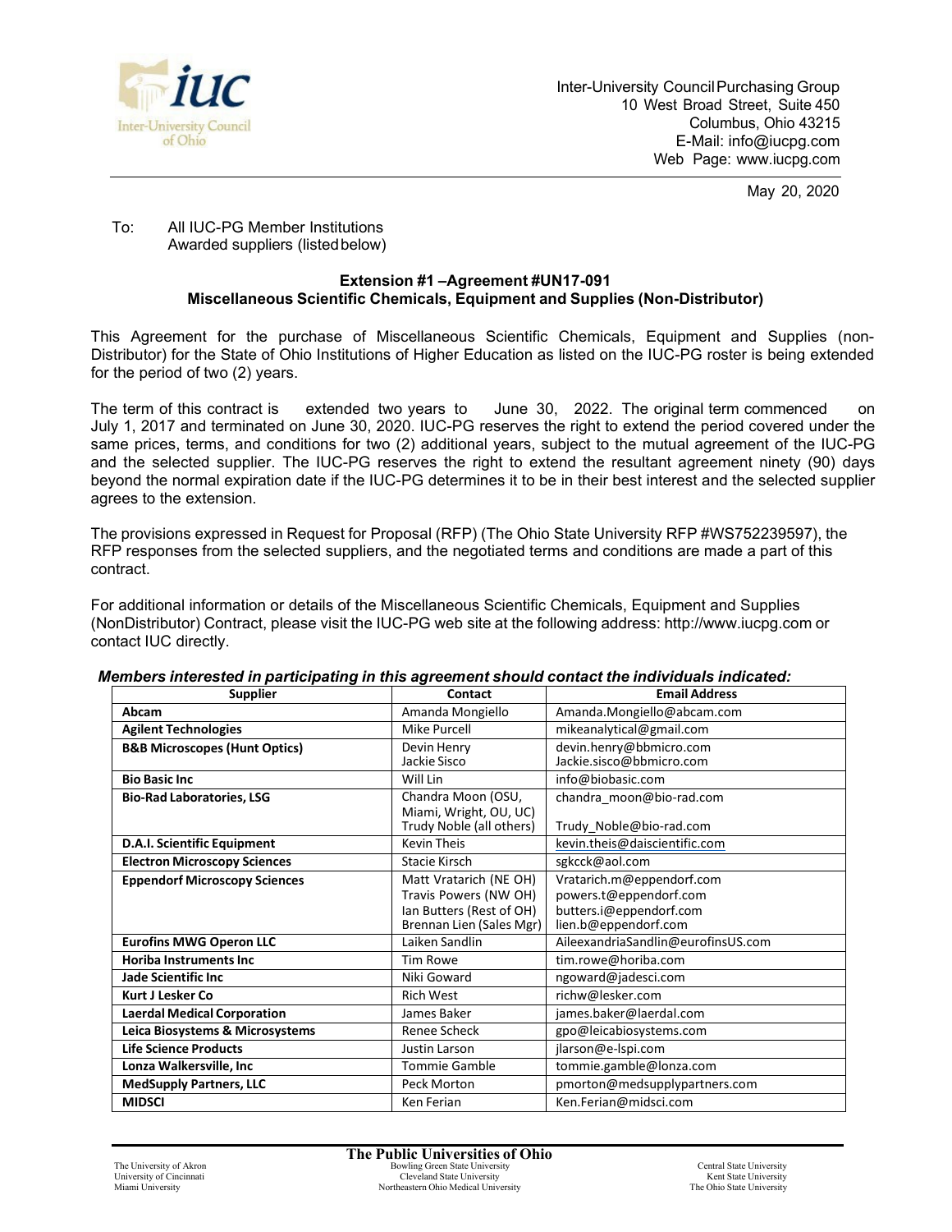Inter-University Council Purchasing Group
10 West Broad Street, Suite 450
Columbus, Ohio 43215
E-Mail: info@iucpg.com
Web Page: www.iucpg.com

May 20, 2020

To: All IUC-PG Member Institutions
Awarded suppliers (listed below)

**Extension #1 –Agreement #UN17-091**
**Miscellaneous Scientific Chemicals, Equipment and Supplies (Non-Distributor)**

This Agreement for the purchase of Miscellaneous Scientific Chemicals, Equipment and Supplies (non-Distributor) for the State of Ohio Institutions of Higher Education as listed on the IUC-PG roster is being extended for the period of two (2) years.

The term of this contract is extended two years to June 30, 2022. The original term commenced on July 1, 2017 and terminated on June 30, 2020. IUC-PG reserves the right to extend the period covered under the same prices, terms, and conditions for two (2) additional years, subject to the mutual agreement of the IUC-PG and the selected supplier. The IUC-PG reserves the right to extend the resultant agreement ninety (90) days beyond the normal expiration date if the IUC-PG determines it to be in their best interest and the selected supplier agrees to the extension.

The provisions expressed in Request for Proposal (RFP) (The Ohio State University RFP #WS752239597), the RFP responses from the selected suppliers, and the negotiated terms and conditions are made a part of this contract.

For additional information or details of the Miscellaneous Scientific Chemicals, Equipment and Supplies (NonDistributor) Contract, please visit the IUC-PG web site at the following address: http://www.iucpg.com or contact IUC directly.

***Members interested in participating in this agreement should contact the individuals indicated:***

| Supplier | Contact | Email Address |
|---|---|---|
| **Abcam** | Amanda Mongiello | Amanda.Mongiello@abcam.com |
| **Agilent Technologies** | Mike Purcell | mikeanalytical@gmail.com |
| **B&B Microscopes (Hunt Optics)** | Devin Henry<br>Jackie Sisco | devin.henry@bbmicro.com<br>Jackie.sisco@bbmicro.com |
| **Bio Basic Inc** | Will Lin | info@biobasic.com |
| **Bio-Rad Laboratories, LSG** | Chandra Moon (OSU, Miami, Wright, OU, UC)<br>Trudy Noble (all others) | chandra_moon@bio-rad.com<br>Trudy_Noble@bio-rad.com |
| **D.A.I. Scientific Equipment** | Kevin Theis | kevin.theis@daiscientific.com |
| **Electron Microscopy Sciences** | Stacie Kirsch | sgkcck@aol.com |
| **Eppendorf Microscopy Sciences** | Matt Vratarich (NE OH)<br>Travis Powers (NW OH)<br>Ian Butters (Rest of OH)<br>Brennan Lien (Sales Mgr) | Vratarich.m@eppendorf.com<br>powers.t@eppendorf.com<br>butters.i@eppendorf.com<br>lien.b@eppendorf.com |
| **Eurofins MWG Operon LLC** | Laiken Sandlin | AileexandriaSandlin@eurofinsUS.com |
| **Horiba Instruments Inc** | Tim Rowe | tim.rowe@horiba.com |
| **Jade Scientific Inc** | Niki Goward | ngoward@jadesci.com |
| **Kurt J Lesker Co** | Rich West | richw@lesker.com |
| **Laerdal Medical Corporation** | James Baker | james.baker@laerdal.com |
| **Leica Biosystems & Microsystems** | Renee Scheck | gpo@leicabiosystems.com |
| **Life Science Products** | Justin Larson | jlarson@e-lspi.com |
| **Lonza Walkersville, Inc** | Tommie Gamble | tommie.gamble@lonza.com |
| **MedSupply Partners, LLC** | Peck Morton | pmorton@medsupplypartners.com |
| **MIDSCI** | Ken Ferian | Ken.Ferian@midsci.com |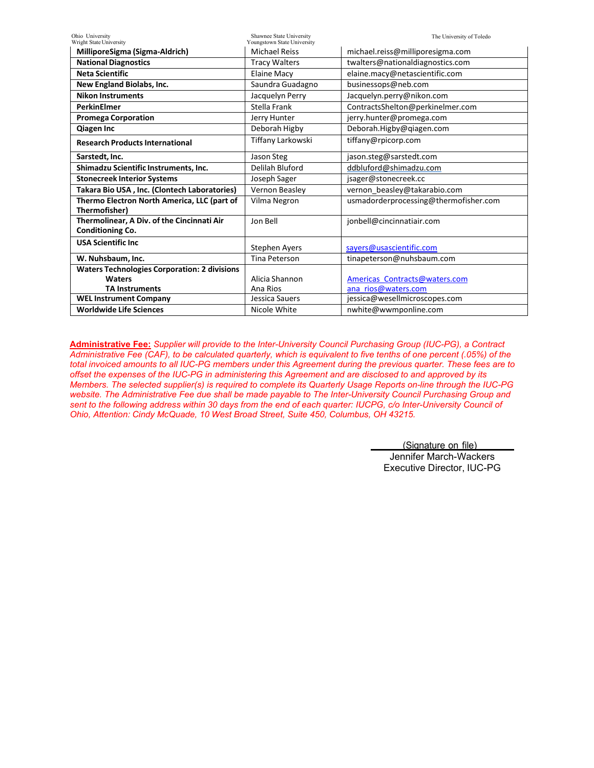| | | |
|---|---|---|
| **MilliporeSigma (Sigma-Aldrich)** | Michael Reiss | michael.reiss@milliporesigma.com |
| **National Diagnostics** | Tracy Walters | twalters@nationaldiagnostics.com |
| **Neta Scientific** | Elaine Macy | elaine.macy@netascientific.com |
| **New England Biolabs, Inc.** | Saundra Guadagno | businessops@neb.com |
| **Nikon Instruments** | Jacquelyn Perry | Jacquelyn.perry@nikon.com |
| **PerkinElmer** | Stella Frank | ContractsShelton@perkinelmer.com |
| **Promega Corporation** | Jerry Hunter | jerry.hunter@promega.com |
| **Qiagen Inc** | Deborah Higby | Deborah.Higby@qiagen.com |
| **Research Products International** | Tiffany Larkowski | tiffany@rpicorp.com |
| **Sarstedt, Inc.** | Jason Steg | jason.steg@sarstedt.com |
| **Shimadzu Scientific Instruments, Inc.** | Delilah Bluford | ddbluford@shimadzu.com |
| **Stonecreek Interior Systems** | Joseph Sager | jsager@stonecreek.cc |
| **Takara Bio USA , Inc. (Clontech Laboratories)** | Vernon Beasley | vernon_beasley@takarabio.com |
| **Thermo Electron North America, LLC (part of Thermofisher)** | Vilma Negron | usmadorderprocessing@thermofisher.com |
| **Thermolinear, A Div. of the Cincinnati Air Conditioning Co.** | Jon Bell | jonbell@cincinnatiair.com |
| **USA Scientific Inc** | Stephen Ayers | sayers@usascientific.com |
| **W. Nuhsbaum, Inc.** | Tina Peterson | tinapeterson@nuhsbaum.com |
| **Waters Technologies Corporation: 2 divisions** <br> **Waters** <br> **TA Instruments** | <br> Alicia Shannon <br> Ana Rios | <br> Americas_Contracts@waters.com <br> ana_rios@waters.com |
| **WEL Instrument Company** | Jessica Sauers | jessica@wesellmicroscopes.com |
| **Worldwide Life Sciences** | Nicole White | nwhite@wwmponline.com |

**Administrative Fee:** *Supplier will provide to the Inter-University Council Purchasing Group (IUC-PG), a Contract Administrative Fee (CAF), to be calculated quarterly, which is equivalent to five tenths of one percent (.05%) of the total invoiced amounts to all IUC-PG members under this Agreement during the previous quarter. These fees are to offset the expenses of the IUC-PG in administering this Agreement and are disclosed to and approved by its Members. The selected supplier(s) is required to complete its Quarterly Usage Reports on-line through the IUC-PG website. The Administrative Fee due shall be made payable to The Inter-University Council Purchasing Group and sent to the following address within 30 days from the end of each quarter: IUCPG, c/o Inter-University Council of Ohio, Attention: Cindy McQuade, 10 West Broad Street, Suite 450, Columbus, OH 43215.*

(Signature on file)
Jennifer March-Wackers
Executive Director, IUC-PG